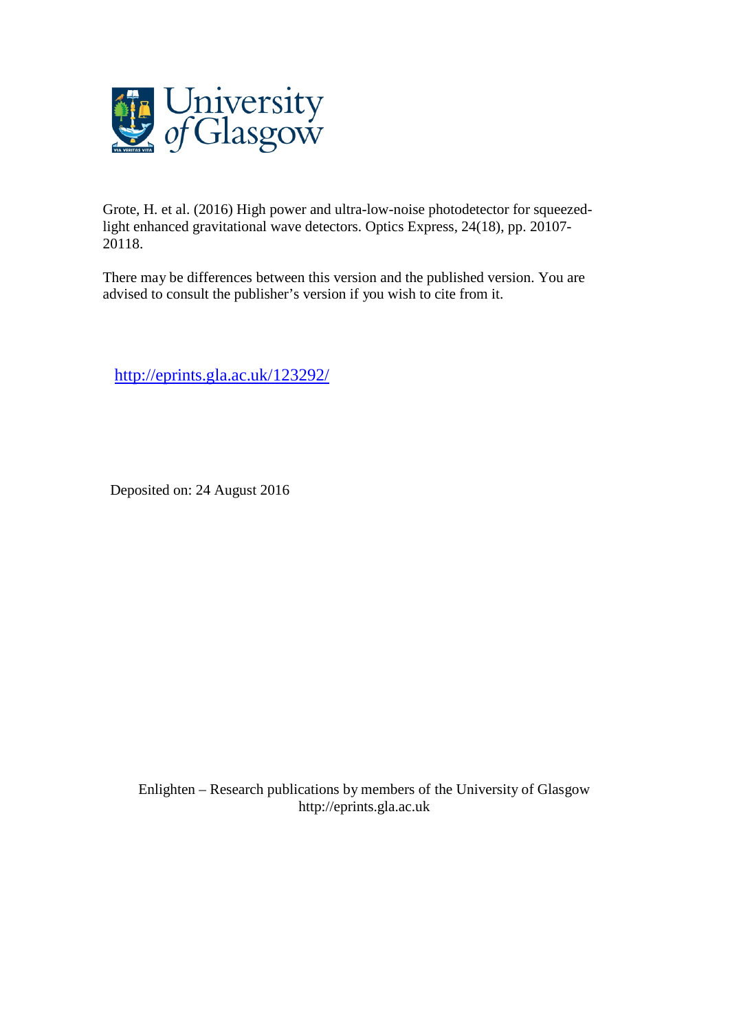Grote, H. et al. (2016) High power and ultra-low-noise photodetector for squeezed-light enhanced gravitational wave detectors. Optics Express, 24(18), pp. 20107-20118.

There may be differences between this version and the published version. You are advised to consult the publisher's version if you wish to cite from it.

http://eprints.gla.ac.uk/123292/

Deposited on: 24 August 2016

Enlighten – Research publications by members of the University of Glasgow
http://eprints.gla.ac.uk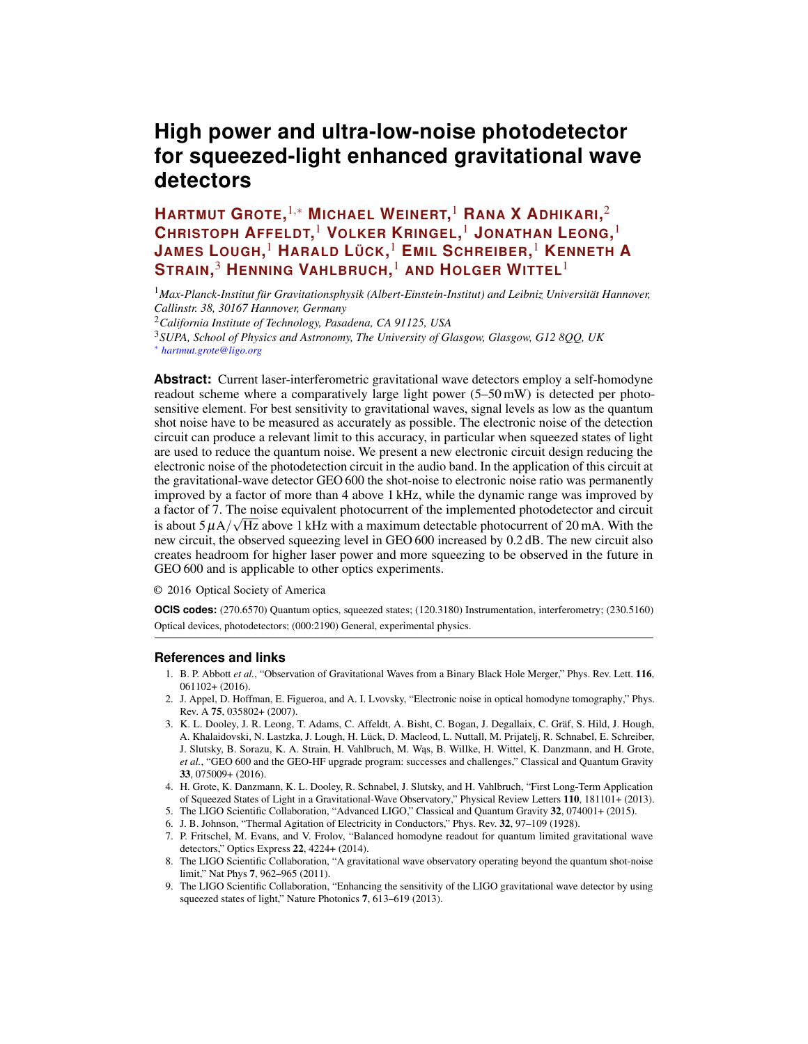# High power and ultra-low-noise photodetector for squeezed-light enhanced gravitational wave detectors

**Hartmut Grote,[1,*] Michael Weinert,[1] Rana X Adhikari,[2] Christoph Affeldt,[1] Volker Kringel,[1] Jonathan Leong,[1] James Lough,[1] Harald Lück,[1] Emil Schreiber,[1] Kenneth A Strain,[3] Henning Vahlbruch,[1] and Holger Wittel[1]**

[1] *Max-Planck-Institut für Gravitationsphysik (Albert-Einstein-Institut) and Leibniz Universität Hannover, Callinstr. 38, 30167 Hannover, Germany*

[2] *California Institute of Technology, Pasadena, CA 91125, USA*

[3] *SUPA, School of Physics and Astronomy, The University of Glasgow, Glasgow, G12 8QQ, UK*

[*] *hartmut.grote@ligo.org*

**Abstract:** Current laser-interferometric gravitational wave detectors employ a self-homodyne readout scheme where a comparatively large light power (5–50 mW) is detected per photosensitive element. For best sensitivity to gravitational waves, signal levels as low as the quantum shot noise have to be measured as accurately as possible. The electronic noise of the detection circuit can produce a relevant limit to this accuracy, in particular when squeezed states of light are used to reduce the quantum noise. We present a new electronic circuit design reducing the electronic noise of the photodetection circuit in the audio band. In the application of this circuit at the gravitational-wave detector GEO 600 the shot-noise to electronic noise ratio was permanently improved by a factor of more than 4 above 1 kHz, while the dynamic range was improved by a factor of 7. The noise equivalent photocurrent of the implemented photodetector and circuit is about $5\,\mu\mathrm{A}/\sqrt{\mathrm{Hz}}$ above 1 kHz with a maximum detectable photocurrent of 20 mA. With the new circuit, the observed squeezing level in GEO 600 increased by 0.2 dB. The new circuit also creates headroom for higher laser power and more squeezing to be observed in the future in GEO 600 and is applicable to other optics experiments.

© 2016 Optical Society of America

**OCIS codes:** (270.6570) Quantum optics, squeezed states; (120.3180) Instrumentation, interferometry; (230.5160) Optical devices, photodetectors; (000:2190) General, experimental physics.

## References and links

1. B. P. Abbott *et al.*, "Observation of Gravitational Waves from a Binary Black Hole Merger," Phys. Rev. Lett. **116**, 061102+ (2016).
2. J. Appel, D. Hoffman, E. Figueroa, and A. I. Lvovsky, "Electronic noise in optical homodyne tomography," Phys. Rev. A **75**, 035802+ (2007).
3. K. L. Dooley, J. R. Leong, T. Adams, C. Affeldt, A. Bisht, C. Bogan, J. Degallaix, C. Gräf, S. Hild, J. Hough, A. Khalaidovski, N. Lastzka, J. Lough, H. Lück, D. Macleod, L. Nuttall, M. Prijatelj, R. Schnabel, E. Schreiber, J. Slutsky, B. Sorazu, K. A. Strain, H. Vahlbruch, M. Wąs, B. Willke, H. Wittel, K. Danzmann, and H. Grote, *et al.*, "GEO 600 and the GEO-HF upgrade program: successes and challenges," Classical and Quantum Gravity **33**, 075009+ (2016).
4. H. Grote, K. Danzmann, K. L. Dooley, R. Schnabel, J. Slutsky, and H. Vahlbruch, "First Long-Term Application of Squeezed States of Light in a Gravitational-Wave Observatory," Physical Review Letters **110**, 181101+ (2013).
5. The LIGO Scientific Collaboration, "Advanced LIGO," Classical and Quantum Gravity **32**, 074001+ (2015).
6. J. B. Johnson, "Thermal Agitation of Electricity in Conductors," Phys. Rev. **32**, 97–109 (1928).
7. P. Fritschel, M. Evans, and V. Frolov, "Balanced homodyne readout for quantum limited gravitational wave detectors," Optics Express **22**, 4224+ (2014).
8. The LIGO Scientific Collaboration, "A gravitational wave observatory operating beyond the quantum shot-noise limit," Nat Phys **7**, 962–965 (2011).
9. The LIGO Scientific Collaboration, "Enhancing the sensitivity of the LIGO gravitational wave detector by using squeezed states of light," Nature Photonics **7**, 613–619 (2013).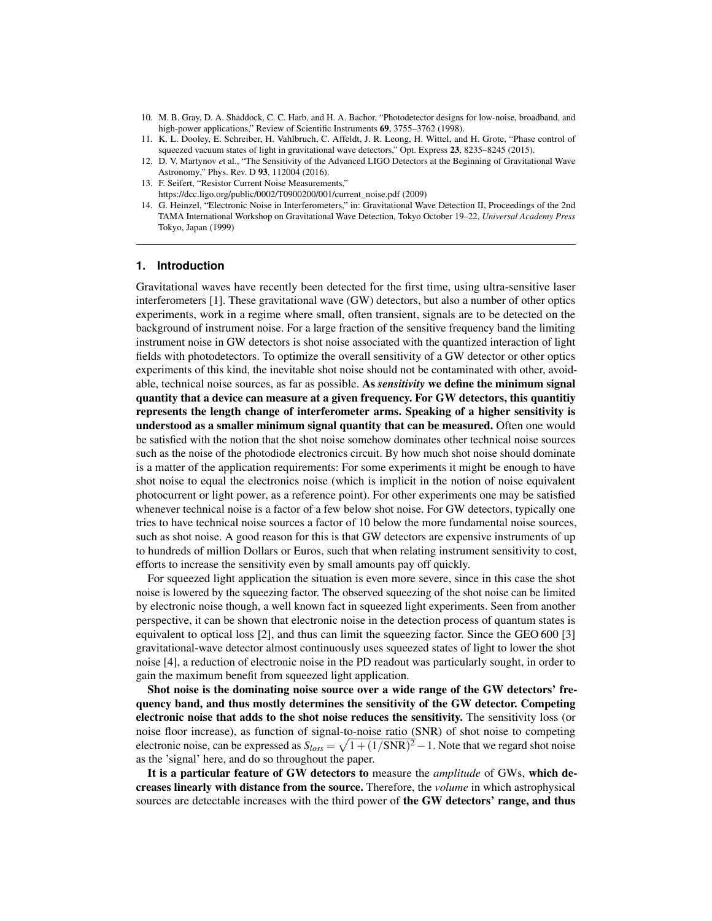10. M. B. Gray, D. A. Shaddock, C. C. Harb, and H. A. Bachor, “Photodetector designs for low-noise, broadband, and high-power applications,” Review of Scientific Instruments **69**, 3755–3762 (1998).
11. K. L. Dooley, E. Schreiber, H. Vahlbruch, C. Affeldt, J. R. Leong, H. Wittel, and H. Grote, “Phase control of squeezed vacuum states of light in gravitational wave detectors,” Opt. Express **23**, 8235–8245 (2015).
12. D. V. Martynov *e*t al., “The Sensitivity of the Advanced LIGO Detectors at the Beginning of Gravitational Wave Astronomy,” Phys. Rev. D **93**, 112004 (2016).
13. F. Seifert, “Resistor Current Noise Measurements,” https://dcc.ligo.org/public/0002/T0900200/001/current_noise.pdf (2009)
14. G. Heinzel, “Electronic Noise in Interferometers,” in: Gravitational Wave Detection II, Proceedings of the 2nd TAMA International Workshop on Gravitational Wave Detection, Tokyo October 19–22, *Universal Academy Press* Tokyo, Japan (1999)

---

## 1. Introduction

Gravitational waves have recently been detected for the first time, using ultra-sensitive laser interferometers [1]. These gravitational wave (GW) detectors, but also a number of other optics experiments, work in a regime where small, often transient, signals are to be detected on the background of instrument noise. For a large fraction of the sensitive frequency band the limiting instrument noise in GW detectors is shot noise associated with the quantized interaction of light fields with photodetectors. To optimize the overall sensitivity of a GW detector or other optics experiments of this kind, the inevitable shot noise should not be contaminated with other, avoidable, technical noise sources, as far as possible. **As *sensitivity* we define the minimum signal quantity that a device can measure at a given frequency. For GW detectors, this quantitiy represents the length change of interferometer arms. Speaking of a higher sensitivity is understood as a smaller minimum signal quantity that can be measured.** Often one would be satisfied with the notion that the shot noise somehow dominates other technical noise sources such as the noise of the photodiode electronics circuit. By how much shot noise should dominate is a matter of the application requirements: For some experiments it might be enough to have shot noise to equal the electronics noise (which is implicit in the notion of noise equivalent photocurrent or light power, as a reference point). For other experiments one may be satisfied whenever technical noise is a factor of a few below shot noise. For GW detectors, typically one tries to have technical noise sources a factor of 10 below the more fundamental noise sources, such as shot noise. A good reason for this is that GW detectors are expensive instruments of up to hundreds of million Dollars or Euros, such that when relating instrument sensitivity to cost, efforts to increase the sensitivity even by small amounts pay off quickly.

For squeezed light application the situation is even more severe, since in this case the shot noise is lowered by the squeezing factor. The observed squeezing of the shot noise can be limited by electronic noise though, a well known fact in squeezed light experiments. Seen from another perspective, it can be shown that electronic noise in the detection process of quantum states is equivalent to optical loss [2], and thus can limit the squeezing factor. Since the GEO 600 [3] gravitational-wave detector almost continuously uses squeezed states of light to lower the shot noise [4], a reduction of electronic noise in the PD readout was particularly sought, in order to gain the maximum benefit from squeezed light application.

**Shot noise is the dominating noise source over a wide range of the GW detectors' frequency band, and thus mostly determines the sensitivity of the GW detector. Competing electronic noise that adds to the shot noise reduces the sensitivity.** The sensitivity loss (or noise floor increase), as function of signal-to-noise ratio (SNR) of shot noise to competing electronic noise, can be expressed as $S_{loss} = \sqrt{1 + (1/\mathrm{SNR})^2} - 1$. Note that we regard shot noise as the 'signal' here, and do so throughout the paper.

**It is a particular feature of GW detectors to** measure the *amplitude* of GWs, **which decreases linearly with distance from the source.** Therefore, the *volume* in which astrophysical sources are detectable increases with the third power of **the GW detectors' range, and thus**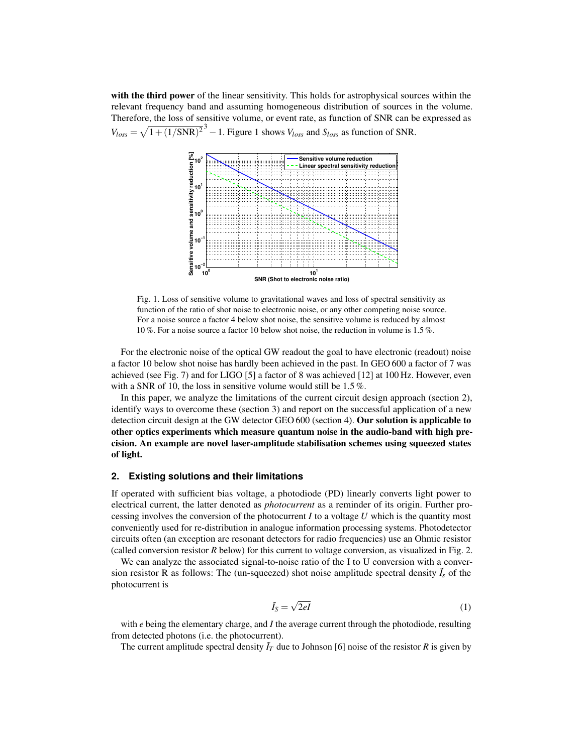**with the third power** of the linear sensitivity. This holds for astrophysical sources within the relevant frequency band and assuming homogeneous distribution of sources in the volume. Therefore, the loss of sensitive volume, or event rate, as function of SNR can be expressed as $V_{loss} = \sqrt{1+(1/\mathrm{SNR})^2}^3 - 1$. Figure 1 shows $V_{loss}$ and $S_{loss}$ as function of SNR.

Fig. 1. Loss of sensitive volume to gravitational waves and loss of spectral sensitivity as function of the ratio of shot noise to electronic noise, or any other competing noise source. For a noise source a factor 4 below shot noise, the sensitive volume is reduced by almost 10 %. For a noise source a factor 10 below shot noise, the reduction in volume is 1.5 %.

For the electronic noise of the optical GW readout the goal to have electronic (readout) noise a factor 10 below shot noise has hardly been achieved in the past. In GEO 600 a factor of 7 was achieved (see Fig. 7) and for LIGO [5] a factor of 8 was achieved [12] at 100 Hz. However, even with a SNR of 10, the loss in sensitive volume would still be 1.5 %.

In this paper, we analyze the limitations of the current circuit design approach (section 2), identify ways to overcome these (section 3) and report on the successful application of a new detection circuit design at the GW detector GEO 600 (section 4). **Our solution is applicable to other optics experiments which measure quantum noise in the audio-band with high precision. An example are novel laser-amplitude stabilisation schemes using squeezed states of light.**

## 2. Existing solutions and their limitations

If operated with sufficient bias voltage, a photodiode (PD) linearly converts light power to electrical current, the latter denoted as *photocurrent* as a reminder of its origin. Further processing involves the conversion of the photocurrent $I$ to a voltage $U$ which is the quantity most conveniently used for re-distribution in analogue information processing systems. Photodetector circuits often (an exception are resonant detectors for radio frequencies) use an Ohmic resistor (called conversion resistor $R$ below) for this current to voltage conversion, as visualized in Fig. 2.

We can analyze the associated signal-to-noise ratio of the I to U conversion with a conversion resistor R as follows: The (un-squeezed) shot noise amplitude spectral density $\tilde{I}_s$ of the photocurrent is

$$\tilde{I}_S = \sqrt{2eI} \tag{1}$$

with $e$ being the elementary charge, and $I$ the average current through the photodiode, resulting from detected photons (i.e. the photocurrent).

The current amplitude spectral density $\tilde{I}_T$ due to Johnson [6] noise of the resistor $R$ is given by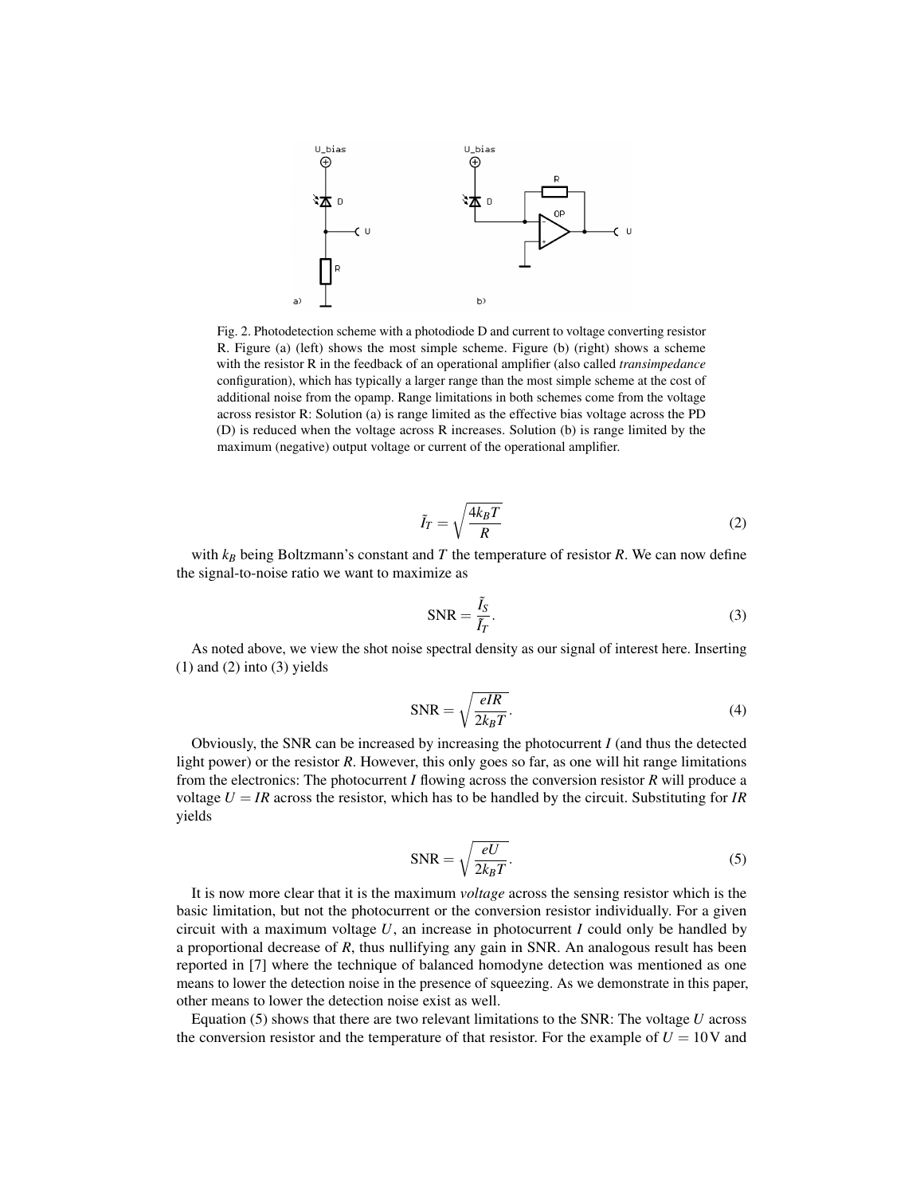Fig. 2. Photodetection scheme with a photodiode D and current to voltage converting resistor R. Figure (a) (left) shows the most simple scheme. Figure (b) (right) shows a scheme with the resistor R in the feedback of an operational amplifier (also called *transimpedance* configuration), which has typically a larger range than the most simple scheme at the cost of additional noise from the opamp. Range limitations in both schemes come from the voltage across resistor R: Solution (a) is range limited as the effective bias voltage across the PD (D) is reduced when the voltage across R increases. Solution (b) is range limited by the maximum (negative) output voltage or current of the operational amplifier.

$$\tilde{I}_T = \sqrt{\frac{4k_BT}{R}} \tag{2}$$

with $k_B$ being Boltzmann's constant and $T$ the temperature of resistor $R$. We can now define the signal-to-noise ratio we want to maximize as

$$\text{SNR} = \frac{\tilde{I}_S}{\tilde{I}_T}. \tag{3}$$

As noted above, we view the shot noise spectral density as our signal of interest here. Inserting (1) and (2) into (3) yields

$$\text{SNR} = \sqrt{\frac{eIR}{2k_BT}}. \tag{4}$$

Obviously, the SNR can be increased by increasing the photocurrent $I$ (and thus the detected light power) or the resistor $R$. However, this only goes so far, as one will hit range limitations from the electronics: The photocurrent $I$ flowing across the conversion resistor $R$ will produce a voltage $U = IR$ across the resistor, which has to be handled by the circuit. Substituting for $IR$ yields

$$\text{SNR} = \sqrt{\frac{eU}{2k_BT}}. \tag{5}$$

It is now more clear that it is the maximum *voltage* across the sensing resistor which is the basic limitation, but not the photocurrent or the conversion resistor individually. For a given circuit with a maximum voltage $U$, an increase in photocurrent $I$ could only be handled by a proportional decrease of $R$, thus nullifying any gain in SNR. An analogous result has been reported in [7] where the technique of balanced homodyne detection was mentioned as one means to lower the detection noise in the presence of squeezing. As we demonstrate in this paper, other means to lower the detection noise exist as well.

Equation (5) shows that there are two relevant limitations to the SNR: The voltage $U$ across the conversion resistor and the temperature of that resistor. For the example of $U = 10\,\text{V}$ and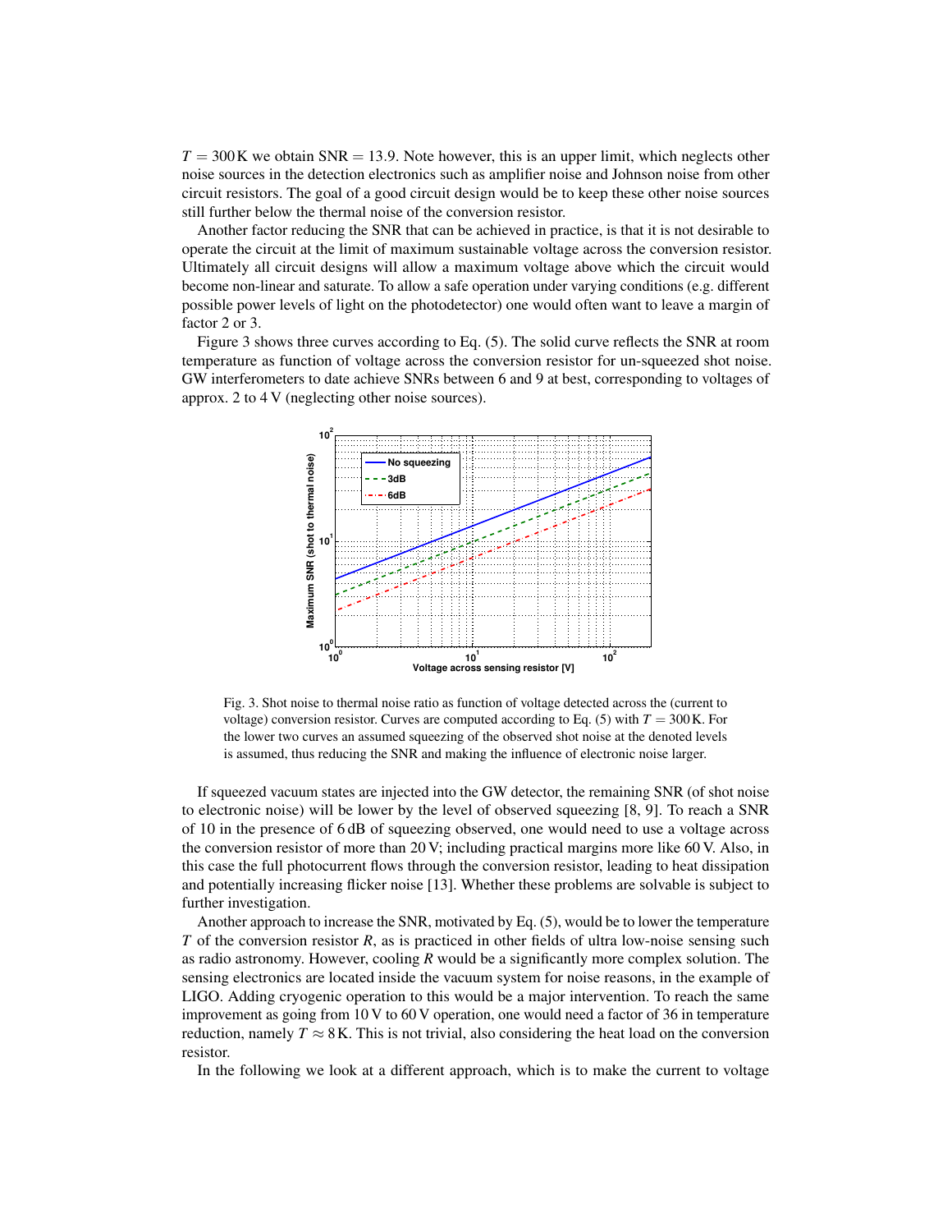$T = 300\,\mathrm{K}$ we obtain SNR = 13.9. Note however, this is an upper limit, which neglects other noise sources in the detection electronics such as amplifier noise and Johnson noise from other circuit resistors. The goal of a good circuit design would be to keep these other noise sources still further below the thermal noise of the conversion resistor.

Another factor reducing the SNR that can be achieved in practice, is that it is not desirable to operate the circuit at the limit of maximum sustainable voltage across the conversion resistor. Ultimately all circuit designs will allow a maximum voltage above which the circuit would become non-linear and saturate. To allow a safe operation under varying conditions (e.g. different possible power levels of light on the photodetector) one would often want to leave a margin of factor 2 or 3.

Figure 3 shows three curves according to Eq. (5). The solid curve reflects the SNR at room temperature as function of voltage across the conversion resistor for un-squeezed shot noise. GW interferometers to date achieve SNRs between 6 and 9 at best, corresponding to voltages of approx. 2 to 4 V (neglecting other noise sources).

Fig. 3. Shot noise to thermal noise ratio as function of voltage detected across the (current to voltage) conversion resistor. Curves are computed according to Eq. (5) with $T = 300\,\mathrm{K}$. For the lower two curves an assumed squeezing of the observed shot noise at the denoted levels is assumed, thus reducing the SNR and making the influence of electronic noise larger.

If squeezed vacuum states are injected into the GW detector, the remaining SNR (of shot noise to electronic noise) will be lower by the level of observed squeezing [8, 9]. To reach a SNR of 10 in the presence of 6 dB of squeezing observed, one would need to use a voltage across the conversion resistor of more than 20 V; including practical margins more like 60 V. Also, in this case the full photocurrent flows through the conversion resistor, leading to heat dissipation and potentially increasing flicker noise [13]. Whether these problems are solvable is subject to further investigation.

Another approach to increase the SNR, motivated by Eq. (5), would be to lower the temperature $T$ of the conversion resistor $R$, as is practiced in other fields of ultra low-noise sensing such as radio astronomy. However, cooling $R$ would be a significantly more complex solution. The sensing electronics are located inside the vacuum system for noise reasons, in the example of LIGO. Adding cryogenic operation to this would be a major intervention. To reach the same improvement as going from 10 V to 60 V operation, one would need a factor of 36 in temperature reduction, namely $T \approx 8\,\mathrm{K}$. This is not trivial, also considering the heat load on the conversion resistor.

In the following we look at a different approach, which is to make the current to voltage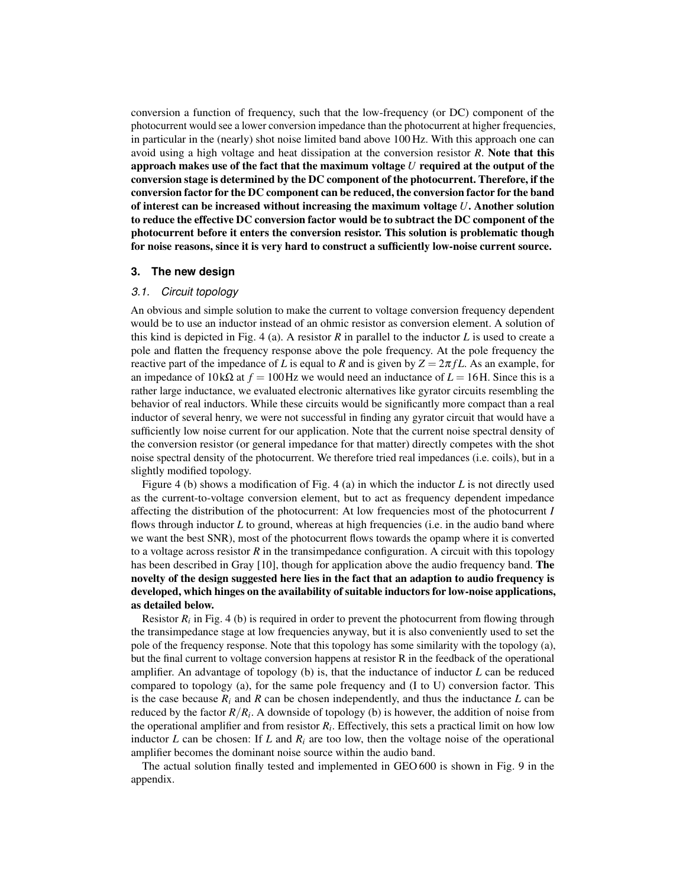conversion a function of frequency, such that the low-frequency (or DC) component of the photocurrent would see a lower conversion impedance than the photocurrent at higher frequencies, in particular in the (nearly) shot noise limited band above 100 Hz. With this approach one can avoid using a high voltage and heat dissipation at the conversion resistor $R$. **Note that this approach makes use of the fact that the maximum voltage $U$ required at the output of the conversion stage is determined by the DC component of the photocurrent. Therefore, if the conversion factor for the DC component can be reduced, the conversion factor for the band of interest can be increased without increasing the maximum voltage $U$. Another solution to reduce the effective DC conversion factor would be to subtract the DC component of the photocurrent before it enters the conversion resistor. This solution is problematic though for noise reasons, since it is very hard to construct a sufficiently low-noise current source.**

## 3. The new design

### 3.1. Circuit topology

An obvious and simple solution to make the current to voltage conversion frequency dependent would be to use an inductor instead of an ohmic resistor as conversion element. A solution of this kind is depicted in Fig. 4 (a). A resistor $R$ in parallel to the inductor $L$ is used to create a pole and flatten the frequency response above the pole frequency. At the pole frequency the reactive part of the impedance of $L$ is equal to $R$ and is given by $Z = 2\pi f L$. As an example, for an impedance of $10\,\mathrm{k\Omega}$ at $f = 100\,\mathrm{Hz}$ we would need an inductance of $L = 16\,\mathrm{H}$. Since this is a rather large inductance, we evaluated electronic alternatives like gyrator circuits resembling the behavior of real inductors. While these circuits would be significantly more compact than a real inductor of several henry, we were not successful in finding any gyrator circuit that would have a sufficiently low noise current for our application. Note that the current noise spectral density of the conversion resistor (or general impedance for that matter) directly competes with the shot noise spectral density of the photocurrent. We therefore tried real impedances (i.e. coils), but in a slightly modified topology.

Figure 4 (b) shows a modification of Fig. 4 (a) in which the inductor $L$ is not directly used as the current-to-voltage conversion element, but to act as frequency dependent impedance affecting the distribution of the photocurrent: At low frequencies most of the photocurrent $I$ flows through inductor $L$ to ground, whereas at high frequencies (i.e. in the audio band where we want the best SNR), most of the photocurrent flows towards the opamp where it is converted to a voltage across resistor $R$ in the transimpedance configuration. A circuit with this topology has been described in Gray [10], though for application above the audio frequency band. **The novelty of the design suggested here lies in the fact that an adaption to audio frequency is developed, which hinges on the availability of suitable inductors for low-noise applications, as detailed below.**

Resistor $R_i$ in Fig. 4 (b) is required in order to prevent the photocurrent from flowing through the transimpedance stage at low frequencies anyway, but it is also conveniently used to set the pole of the frequency response. Note that this topology has some similarity with the topology (a), but the final current to voltage conversion happens at resistor R in the feedback of the operational amplifier. An advantage of topology (b) is, that the inductance of inductor $L$ can be reduced compared to topology (a), for the same pole frequency and (I to U) conversion factor. This is the case because $R_i$ and $R$ can be chosen independently, and thus the inductance $L$ can be reduced by the factor $R/R_i$. A downside of topology (b) is however, the addition of noise from the operational amplifier and from resistor $R_i$. Effectively, this sets a practical limit on how low inductor $L$ can be chosen: If $L$ and $R_i$ are too low, then the voltage noise of the operational amplifier becomes the dominant noise source within the audio band.

The actual solution finally tested and implemented in GEO 600 is shown in Fig. 9 in the appendix.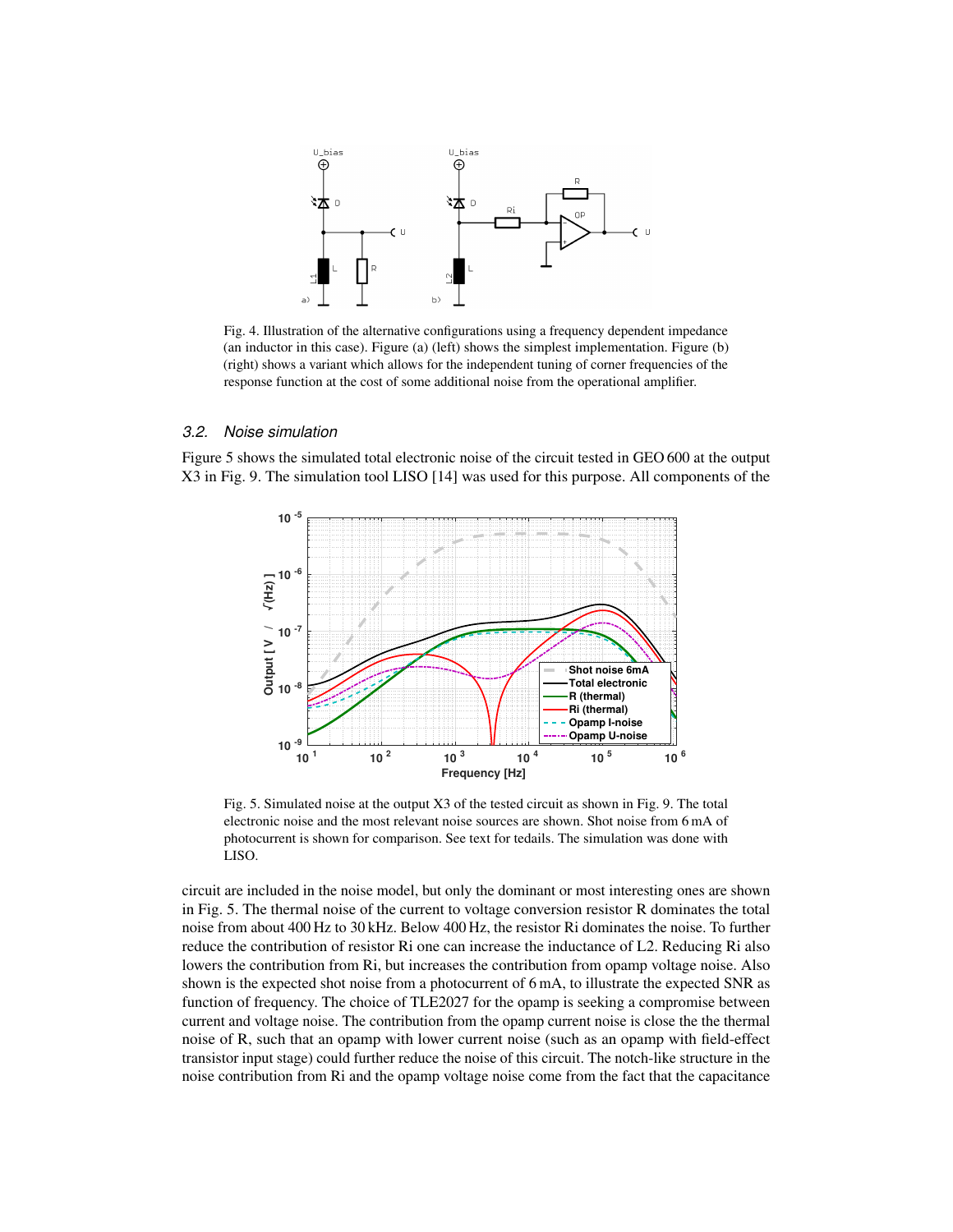Fig. 4. Illustration of the alternative configurations using a frequency dependent impedance (an inductor in this case). Figure (a) (left) shows the simplest implementation. Figure (b) (right) shows a variant which allows for the independent tuning of corner frequencies of the response function at the cost of some additional noise from the operational amplifier.

### 3.2. Noise simulation

Figure 5 shows the simulated total electronic noise of the circuit tested in GEO 600 at the output X3 in Fig. 9. The simulation tool LISO [14] was used for this purpose. All components of the circuit are included in the noise model, but only the dominant or most interesting ones are shown in Fig. 5. The thermal noise of the current to voltage conversion resistor R dominates the total noise from about 400 Hz to 30 kHz. Below 400 Hz, the resistor Ri dominates the noise. To further reduce the contribution of resistor Ri one can increase the inductance of L2. Reducing Ri also lowers the contribution from Ri, but increases the contribution from opamp voltage noise. Also shown is the expected shot noise from a photocurrent of 6 mA, to illustrate the expected SNR as function of frequency. The choice of TLE2027 for the opamp is seeking a compromise between current and voltage noise. The contribution from the opamp current noise is close the the thermal noise of R, such that an opamp with lower current noise (such as an opamp with field-effect transistor input stage) could further reduce the noise of this circuit. The notch-like structure in the noise contribution from Ri and the opamp voltage noise come from the fact that the capacitance

Fig. 5. Simulated noise at the output X3 of the tested circuit as shown in Fig. 9. The total electronic noise and the most relevant noise sources are shown. Shot noise from 6 mA of photocurrent is shown for comparison. See text for tedails. The simulation was done with LISO.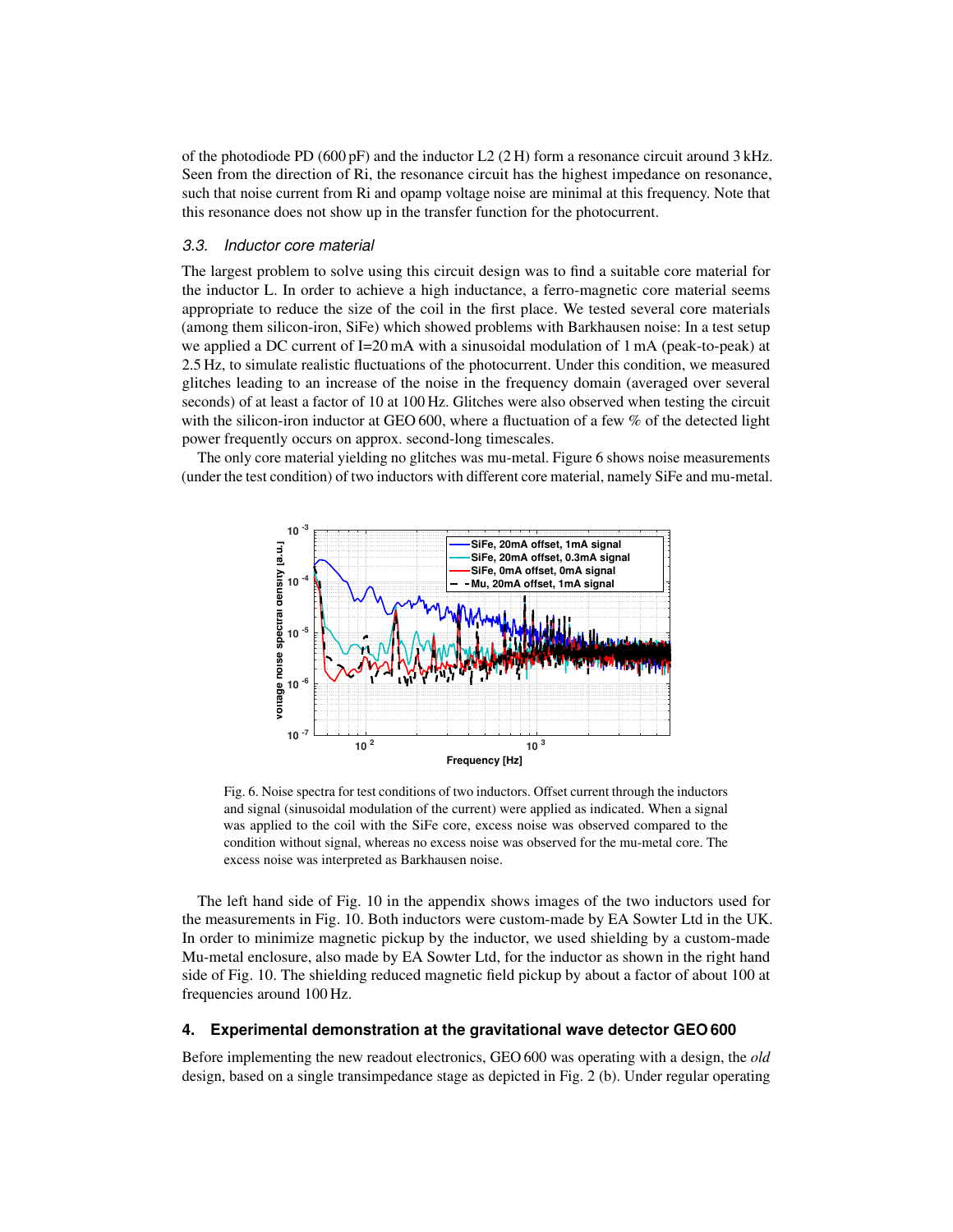of the photodiode PD (600 pF) and the inductor L2 (2 H) form a resonance circuit around 3 kHz. Seen from the direction of Ri, the resonance circuit has the highest impedance on resonance, such that noise current from Ri and opamp voltage noise are minimal at this frequency. Note that this resonance does not show up in the transfer function for the photocurrent.

### 3.3. Inductor core material

The largest problem to solve using this circuit design was to find a suitable core material for the inductor L. In order to achieve a high inductance, a ferro-magnetic core material seems appropriate to reduce the size of the coil in the first place. We tested several core materials (among them silicon-iron, SiFe) which showed problems with Barkhausen noise: In a test setup we applied a DC current of I=20 mA with a sinusoidal modulation of 1 mA (peak-to-peak) at 2.5 Hz, to simulate realistic fluctuations of the photocurrent. Under this condition, we measured glitches leading to an increase of the noise in the frequency domain (averaged over several seconds) of at least a factor of 10 at 100 Hz. Glitches were also observed when testing the circuit with the silicon-iron inductor at GEO 600, where a fluctuation of a few % of the detected light power frequently occurs on approx. second-long timescales.

The only core material yielding no glitches was mu-metal. Figure 6 shows noise measurements (under the test condition) of two inductors with different core material, namely SiFe and mu-metal.

Fig. 6. Noise spectra for test conditions of two inductors. Offset current through the inductors and signal (sinusoidal modulation of the current) were applied as indicated. When a signal was applied to the coil with the SiFe core, excess noise was observed compared to the condition without signal, whereas no excess noise was observed for the mu-metal core. The excess noise was interpreted as Barkhausen noise.

The left hand side of Fig. 10 in the appendix shows images of the two inductors used for the measurements in Fig. 10. Both inductors were custom-made by EA Sowter Ltd in the UK. In order to minimize magnetic pickup by the inductor, we used shielding by a custom-made Mu-metal enclosure, also made by EA Sowter Ltd, for the inductor as shown in the right hand side of Fig. 10. The shielding reduced magnetic field pickup by about a factor of about 100 at frequencies around 100 Hz.

## 4. Experimental demonstration at the gravitational wave detector GEO 600

Before implementing the new readout electronics, GEO 600 was operating with a design, the *old* design, based on a single transimpedance stage as depicted in Fig. 2 (b). Under regular operating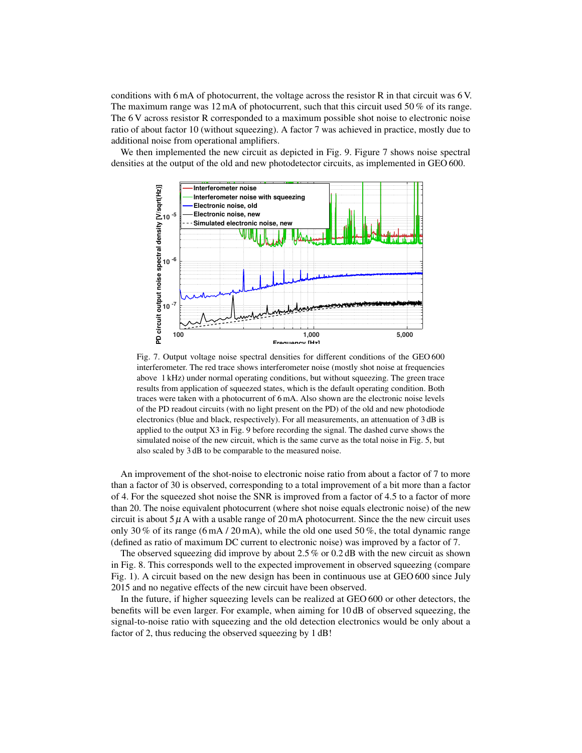conditions with 6 mA of photocurrent, the voltage across the resistor R in that circuit was 6 V. The maximum range was 12 mA of photocurrent, such that this circuit used 50 % of its range. The 6 V across resistor R corresponded to a maximum possible shot noise to electronic noise ratio of about factor 10 (without squeezing). A factor 7 was achieved in practice, mostly due to additional noise from operational amplifiers.

We then implemented the new circuit as depicted in Fig. 9. Figure 7 shows noise spectral densities at the output of the old and new photodetector circuits, as implemented in GEO 600.

Fig. 7. Output voltage noise spectral densities for different conditions of the GEO 600 interferometer. The red trace shows interferometer noise (mostly shot noise at frequencies above 1 kHz) under normal operating conditions, but without squeezing. The green trace results from application of squeezed states, which is the default operating condition. Both traces were taken with a photocurrent of 6 mA. Also shown are the electronic noise levels of the PD readout circuits (with no light present on the PD) of the old and new photodiode electronics (blue and black, respectively). For all measurements, an attenuation of 3 dB is applied to the output X3 in Fig. 9 before recording the signal. The dashed curve shows the simulated noise of the new circuit, which is the same curve as the total noise in Fig. 5, but also scaled by 3 dB to be comparable to the measured noise.

An improvement of the shot-noise to electronic noise ratio from about a factor of 7 to more than a factor of 30 is observed, corresponding to a total improvement of a bit more than a factor of 4. For the squeezed shot noise the SNR is improved from a factor of 4.5 to a factor of more than 20. The noise equivalent photocurrent (where shot noise equals electronic noise) of the new circuit is about $5\,\mu$ A with a usable range of 20 mA photocurrent. Since the the new circuit uses only 30 % of its range (6 mA / 20 mA), while the old one used 50 %, the total dynamic range (defined as ratio of maximum DC current to electronic noise) was improved by a factor of 7.

The observed squeezing did improve by about 2.5 % or 0.2 dB with the new circuit as shown in Fig. 8. This corresponds well to the expected improvement in observed squeezing (compare Fig. 1). A circuit based on the new design has been in continuous use at GEO 600 since July 2015 and no negative effects of the new circuit have been observed.

In the future, if higher squeezing levels can be realized at GEO 600 or other detectors, the benefits will be even larger. For example, when aiming for 10 dB of observed squeezing, the signal-to-noise ratio with squeezing and the old detection electronics would be only about a factor of 2, thus reducing the observed squeezing by 1 dB!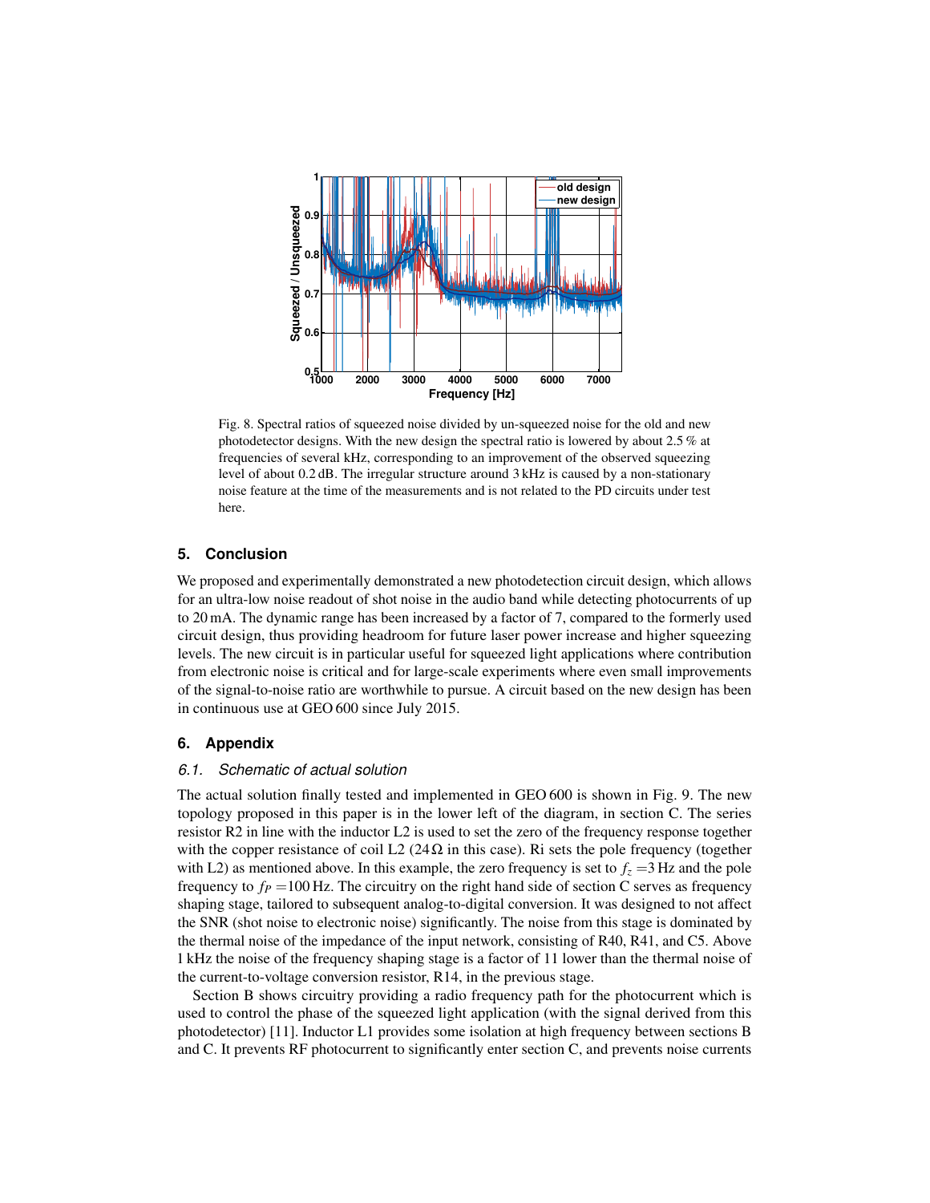Fig. 8. Spectral ratios of squeezed noise divided by un-squeezed noise for the old and new photodetector designs. With the new design the spectral ratio is lowered by about 2.5 % at frequencies of several kHz, corresponding to an improvement of the observed squeezing level of about 0.2 dB. The irregular structure around 3 kHz is caused by a non-stationary noise feature at the time of the measurements and is not related to the PD circuits under test here.

## 5. Conclusion

We proposed and experimentally demonstrated a new photodetection circuit design, which allows for an ultra-low noise readout of shot noise in the audio band while detecting photocurrents of up to 20 mA. The dynamic range has been increased by a factor of 7, compared to the formerly used circuit design, thus providing headroom for future laser power increase and higher squeezing levels. The new circuit is in particular useful for squeezed light applications where contribution from electronic noise is critical and for large-scale experiments where even small improvements of the signal-to-noise ratio are worthwhile to pursue. A circuit based on the new design has been in continuous use at GEO 600 since July 2015.

## 6. Appendix

### *6.1. Schematic of actual solution*

The actual solution finally tested and implemented in GEO 600 is shown in Fig. 9. The new topology proposed in this paper is in the lower left of the diagram, in section C. The series resistor R2 in line with the inductor L2 is used to set the zero of the frequency response together with the copper resistance of coil L2 (24 Ω in this case). Ri sets the pole frequency (together with L2) as mentioned above. In this example, the zero frequency is set to $f_z = 3$ Hz and the pole frequency to $f_P = 100$ Hz. The circuitry on the right hand side of section C serves as frequency shaping stage, tailored to subsequent analog-to-digital conversion. It was designed to not affect the SNR (shot noise to electronic noise) significantly. The noise from this stage is dominated by the thermal noise of the impedance of the input network, consisting of R40, R41, and C5. Above 1 kHz the noise of the frequency shaping stage is a factor of 11 lower than the thermal noise of the current-to-voltage conversion resistor, R14, in the previous stage.

Section B shows circuitry providing a radio frequency path for the photocurrent which is used to control the phase of the squeezed light application (with the signal derived from this photodetector) [11]. Inductor L1 provides some isolation at high frequency between sections B and C. It prevents RF photocurrent to significantly enter section C, and prevents noise currents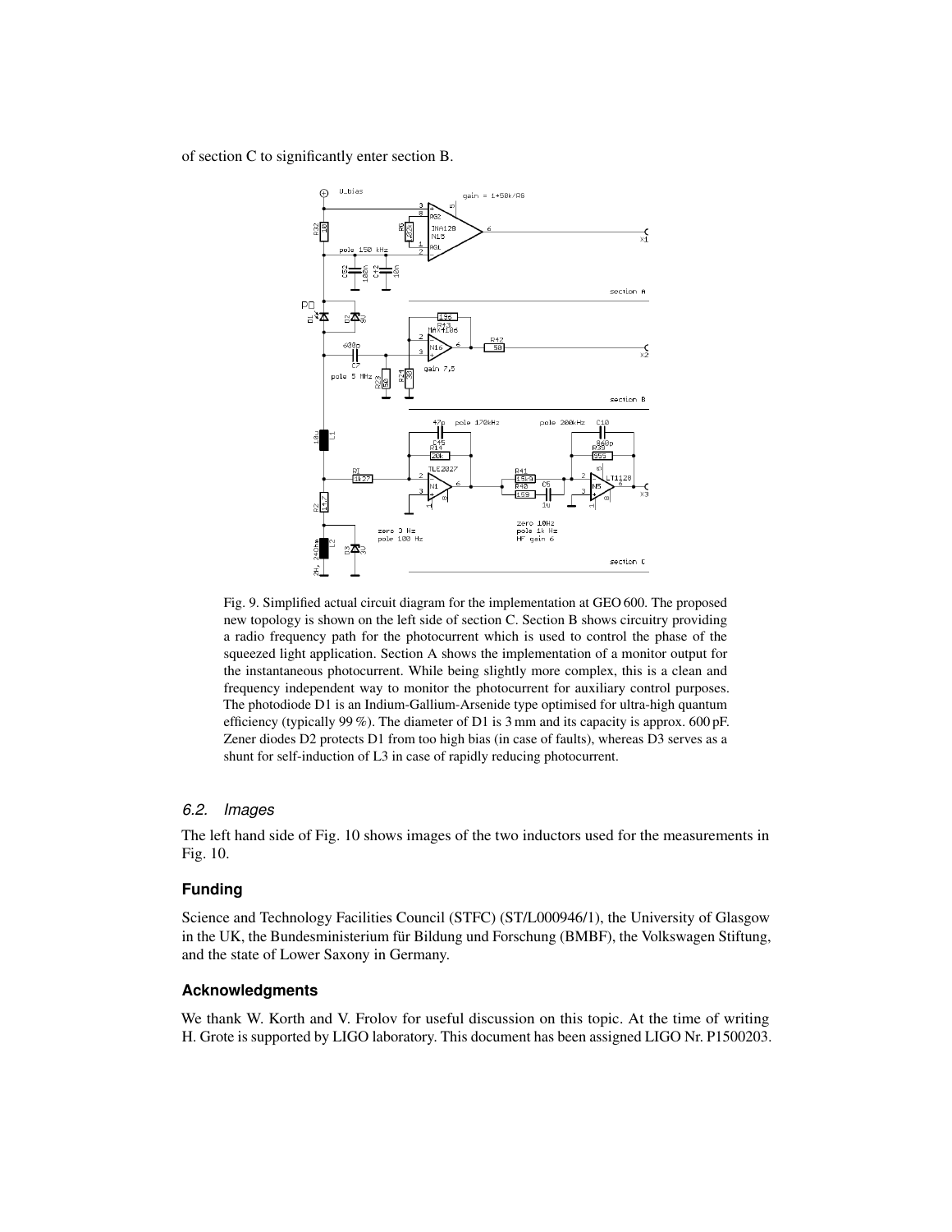of section C to significantly enter section B.

Fig. 9. Simplified actual circuit diagram for the implementation at GEO 600. The proposed new topology is shown on the left side of section C. Section B shows circuitry providing a radio frequency path for the photocurrent which is used to control the phase of the squeezed light application. Section A shows the implementation of a monitor output for the instantaneous photocurrent. While being slightly more complex, this is a clean and frequency independent way to monitor the photocurrent for auxiliary control purposes. The photodiode D1 is an Indium-Gallium-Arsenide type optimised for ultra-high quantum efficiency (typically 99 %). The diameter of D1 is 3 mm and its capacity is approx. 600 pF. Zener diodes D2 protects D1 from too high bias (in case of faults), whereas D3 serves as a shunt for self-induction of L3 in case of rapidly reducing photocurrent.

### *6.2. Images*

The left hand side of Fig. 10 shows images of the two inductors used for the measurements in Fig. 10.

## **Funding**

Science and Technology Facilities Council (STFC) (ST/L000946/1), the University of Glasgow in the UK, the Bundesministerium für Bildung und Forschung (BMBF), the Volkswagen Stiftung, and the state of Lower Saxony in Germany.

## **Acknowledgments**

We thank W. Korth and V. Frolov for useful discussion on this topic. At the time of writing H. Grote is supported by LIGO laboratory. This document has been assigned LIGO Nr. P1500203.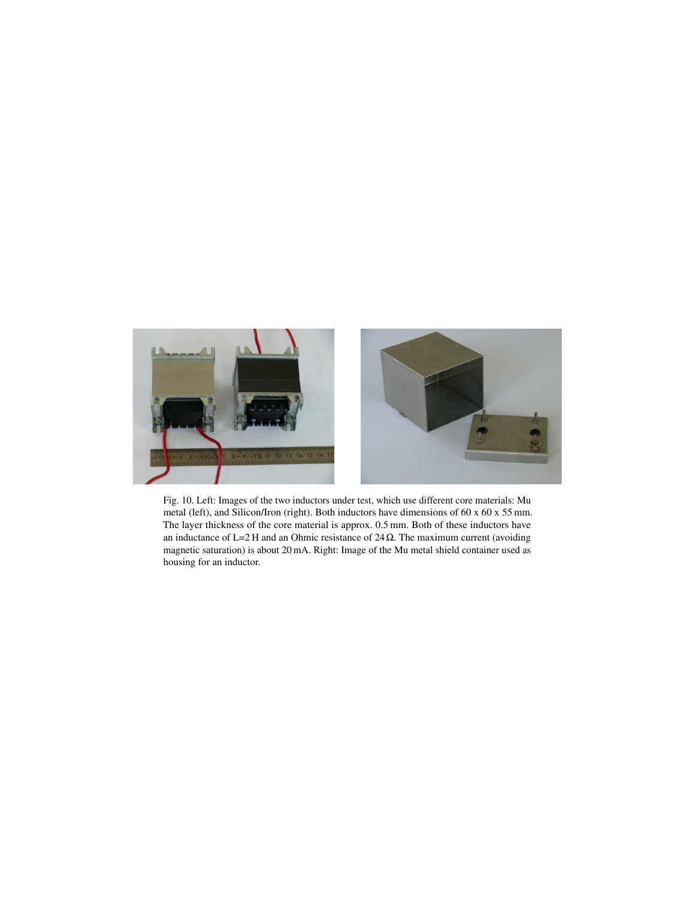Fig. 10. Left: Images of the two inductors under test, which use different core materials: Mu metal (left), and Silicon/Iron (right). Both inductors have dimensions of 60 x 60 x 55 mm. The layer thickness of the core material is approx. 0.5 mm. Both of these inductors have an inductance of L=2 H and an Ohmic resistance of 24 Ω. The maximum current (avoiding magnetic saturation) is about 20 mA. Right: Image of the Mu metal shield container used as housing for an inductor.